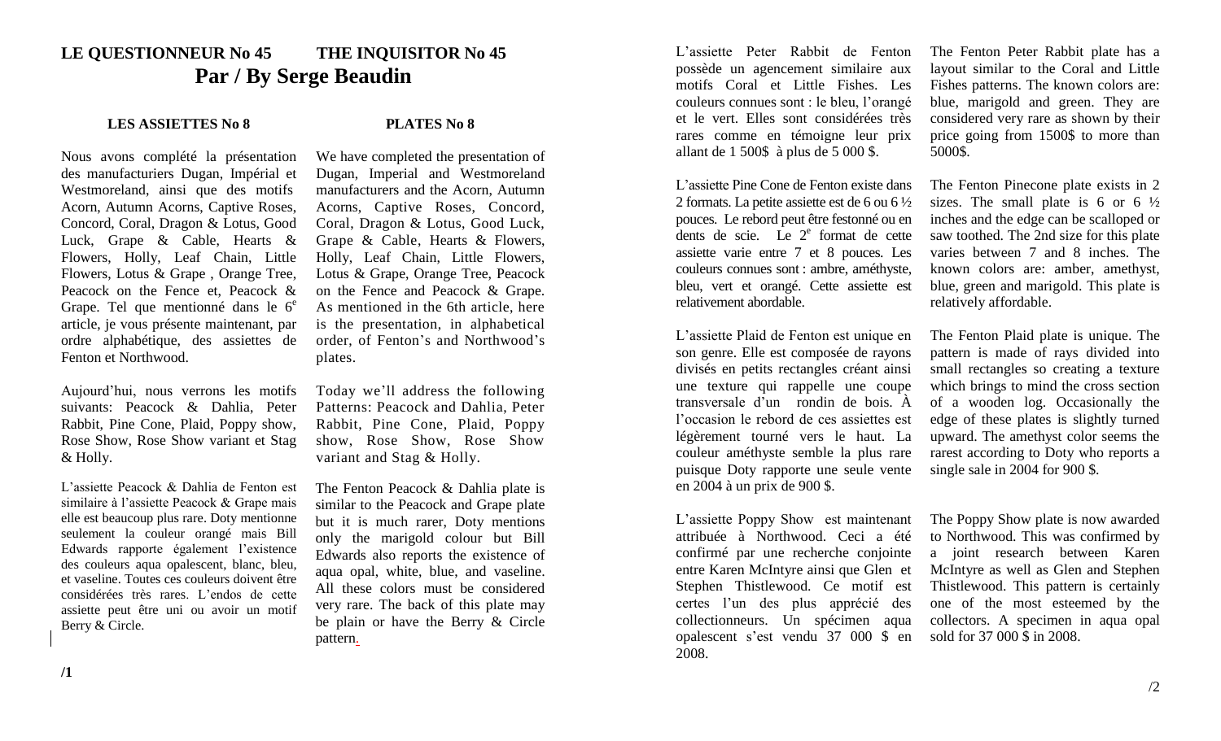# LE QUESTIONNEUR No 45 THE INQUISITOR No 45

## Par / By Serge Beaudin

### LES ASSIETTES No 8

Nous avons complété la présentation des manufacturiers Dugan, Impérial et Westmoreland, ainsi que des motifs Acorn, Autumn Acorns, Captive Roses, Concord, Coral, Dragon & Lotus, Good Luck, Grape & Cable, Hearts & Flowers, Holly, Leaf Chain, Little Flowers, Lotus & Grape , Orange Tree, Peacock on the Fence et, Peacock & Grape. Tel que mentionné dans le 6[e] article, je vous présente maintenant, par ordre alphabétique, des assiettes de Fenton et Northwood.

Aujourd'hui, nous verrons les motifs suivants: Peacock & Dahlia, Peter Rabbit, Pine Cone, Plaid, Poppy show, Rose Show, Rose Show variant et Stag & Holly.

L'assiette Peacock & Dahlia de Fenton est similaire à l'assiette Peacock & Grape mais elle est beaucoup plus rare. Doty mentionne seulement la couleur orangé mais Bill Edwards rapporte également l'existence des couleurs aqua opalescent, blanc, bleu, et vaseline. Toutes ces couleurs doivent être considérées très rares. L'endos de cette assiette peut être uni ou avoir un motif Berry & Circle.

L'assiette Peter Rabbit de Fenton possède un agencement similaire aux motifs Coral et Little Fishes. Les couleurs connues sont : le bleu, l'orangé et le vert. Elles sont considérées très rares comme en témoigne leur prix allant de 1 500$ à plus de 5 000 $.

L'assiette Pine Cone de Fenton existe dans 2 formats. La petite assiette est de 6 ou 6 ½ pouces. Le rebord peut être festonné ou en dents de scie. Le 2[e] format de cette assiette varie entre 7 et 8 pouces. Les couleurs connues sont : ambre, améthyste, bleu, vert et orangé. Cette assiette est relativement abordable.

L'assiette Plaid de Fenton est unique en son genre. Elle est composée de rayons divisés en petits rectangles créant ainsi une texture qui rappelle une coupe transversale d'un rondin de bois. À l'occasion le rebord de ces assiettes est légèrement tourné vers le haut. La couleur améthyste semble la plus rare puisque Doty rapporte une seule vente en 2004 à un prix de 900 $.

L'assiette Poppy Show est maintenant attribuée à Northwood. Ceci a été confirmé par une recherche conjointe entre Karen McIntyre ainsi que Glen et Stephen Thistlewood. Ce motif est certes l'un des plus apprécié des collectionneurs. Un spécimen aqua opalescent s'est vendu 37 000 $ en 2008.

### PLATES No 8

We have completed the presentation of Dugan, Imperial and Westmoreland manufacturers and the Acorn, Autumn Acorns, Captive Roses, Concord, Coral, Dragon & Lotus, Good Luck, Grape & Cable, Hearts & Flowers, Holly, Leaf Chain, Little Flowers, Lotus & Grape, Orange Tree, Peacock on the Fence and Peacock & Grape. As mentioned in the 6th article, here is the presentation, in alphabetical order, of Fenton's and Northwood's plates.

Today we'll address the following Patterns: Peacock and Dahlia, Peter Rabbit, Pine Cone, Plaid, Poppy show, Rose Show, Rose Show variant and Stag & Holly.

The Fenton Peacock & Dahlia plate is similar to the Peacock and Grape plate but it is much rarer, Doty mentions only the marigold colour but Bill Edwards also reports the existence of aqua opal, white, blue, and vaseline. All these colors must be considered very rare. The back of this plate may be plain or have the Berry & Circle pattern.

The Fenton Peter Rabbit plate has a layout similar to the Coral and Little Fishes patterns. The known colors are: blue, marigold and green. They are considered very rare as shown by their price going from 1500$ to more than 5000$.

The Fenton Pinecone plate exists in 2 sizes. The small plate is 6 or 6 ½ inches and the edge can be scalloped or saw toothed. The 2nd size for this plate varies between 7 and 8 inches. The known colors are: amber, amethyst, blue, green and marigold. This plate is relatively affordable.

The Fenton Plaid plate is unique. The pattern is made of rays divided into small rectangles so creating a texture which brings to mind the cross section of a wooden log. Occasionally the edge of these plates is slightly turned upward. The amethyst color seems the rarest according to Doty who reports a single sale in 2004 for 900 $.

The Poppy Show plate is now awarded to Northwood. This was confirmed by a joint research between Karen McIntyre as well as Glen and Stephen Thistlewood. This pattern is certainly one of the most esteemed by the collectors. A specimen in aqua opal sold for 37 000 $ in 2008.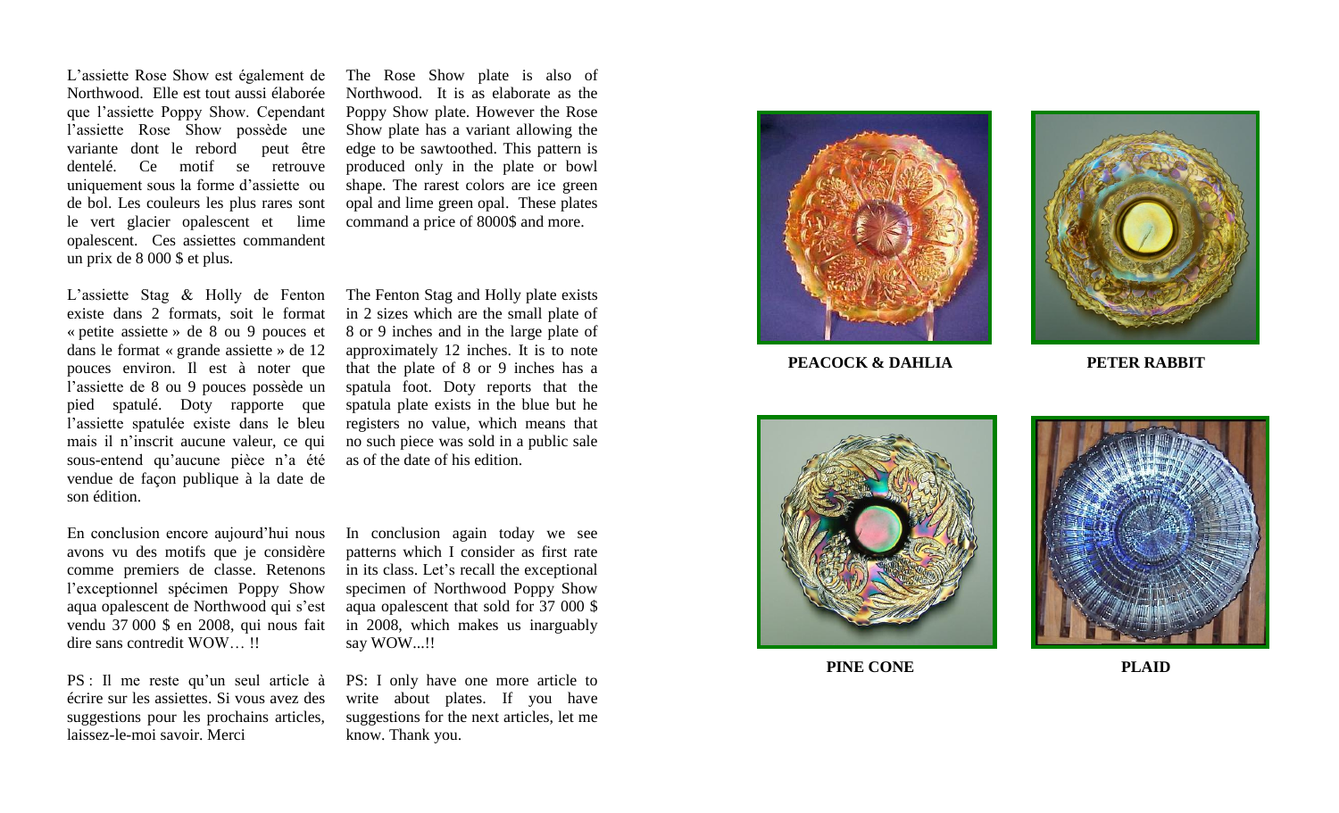L'assiette Rose Show est également de Northwood. Elle est tout aussi élaborée que l'assiette Poppy Show. Cependant l'assiette Rose Show possède une variante dont le rebord peut être dentelé. Ce motif se retrouve uniquement sous la forme d'assiette ou de bol. Les couleurs les plus rares sont le vert glacier opalescent et lime opalescent. Ces assiettes commandent un prix de 8 000 $ et plus.

The Rose Show plate is also of Northwood. It is as elaborate as the Poppy Show plate. However the Rose Show plate has a variant allowing the edge to be sawtoothed. This pattern is produced only in the plate or bowl shape. The rarest colors are ice green opal and lime green opal. These plates command a price of 8000$ and more.

L'assiette Stag & Holly de Fenton existe dans 2 formats, soit le format « petite assiette » de 8 ou 9 pouces et dans le format « grande assiette » de 12 pouces environ. Il est à noter que l'assiette de 8 ou 9 pouces possède un pied spatulé. Doty rapporte que l'assiette spatulée existe dans le bleu mais il n'inscrit aucune valeur, ce qui sous-entend qu'aucune pièce n'a été vendue de façon publique à la date de son édition.

The Fenton Stag and Holly plate exists in 2 sizes which are the small plate of 8 or 9 inches and in the large plate of approximately 12 inches. It is to note that the plate of 8 or 9 inches has a spatula foot. Doty reports that the spatula plate exists in the blue but he registers no value, which means that no such piece was sold in a public sale as of the date of his edition.

En conclusion encore aujourd'hui nous avons vu des motifs que je considère comme premiers de classe. Retenons l'exceptionnel spécimen Poppy Show aqua opalescent de Northwood qui s'est vendu 37 000 $ en 2008, qui nous fait dire sans contredit WOW… !!

In conclusion again today we see patterns which I consider as first rate in its class. Let's recall the exceptional specimen of Northwood Poppy Show aqua opalescent that sold for 37 000 $ in 2008, which makes us inarguably say WOW...!!

PS : Il me reste qu'un seul article à écrire sur les assiettes. Si vous avez des suggestions pour les prochains articles, laissez-le-moi savoir. Merci

PS: I only have one more article to write about plates. If you have suggestions for the next articles, let me know. Thank you.

**PEACOCK & DAHLIA**

**PETER RABBIT**

**PINE CONE**

**PLAID**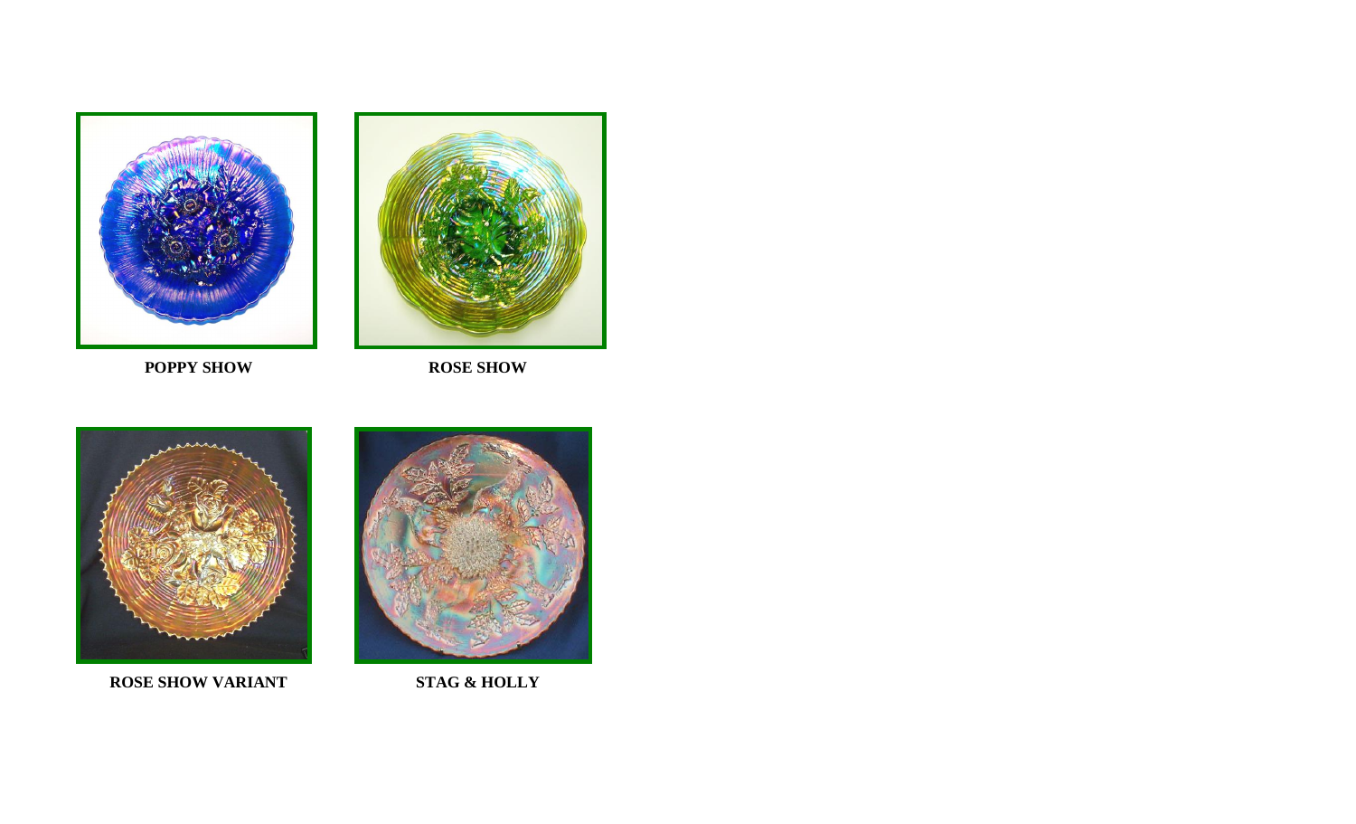POPPY SHOW

ROSE SHOW

ROSE SHOW VARIANT

STAG & HOLLY